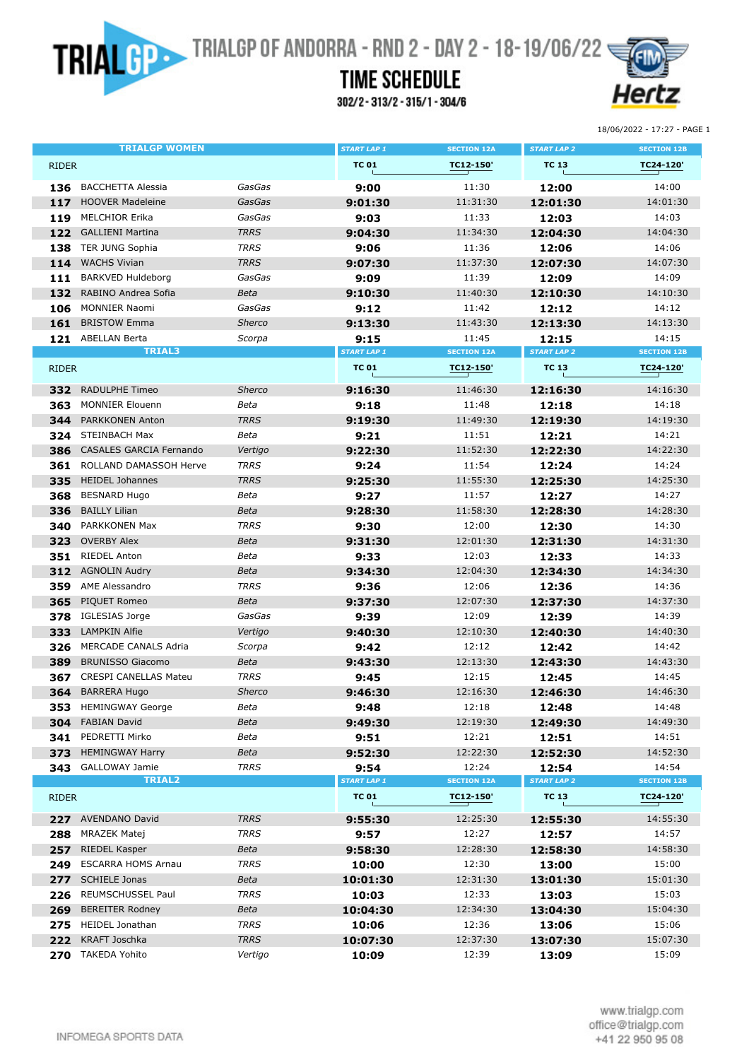# TRIALGP OF ANDORRA - RND 2 - DAY 2 - 18-19/06/22

## TIME SCHEDULE

302/2 - 313/2 - 315/1 - 304/6

18/06/2022 - 17:27 - PAGE 1

| TRIALGP WOMEN | | | START LAP 1 | SECTION 12A | START LAP 2 | SECTION 12B |
|---|---|---|---|---|---|---|
| RIDER | | | TC 01 | TC12-150' | TC 13 | TC24-120' |
| 136 | BACCHETTA Alessia | GasGas | 9:00 | 11:30 | 12:00 | 14:00 |
| 117 | HOOVER Madeleine | GasGas | 9:01:30 | 11:31:30 | 12:01:30 | 14:01:30 |
| 119 | MELCHIOR Erika | GasGas | 9:03 | 11:33 | 12:03 | 14:03 |
| 122 | GALLIENI Martina | TRRS | 9:04:30 | 11:34:30 | 12:04:30 | 14:04:30 |
| 138 | TER JUNG Sophia | TRRS | 9:06 | 11:36 | 12:06 | 14:06 |
| 114 | WACHS Vivian | TRRS | 9:07:30 | 11:37:30 | 12:07:30 | 14:07:30 |
| 111 | BARKVED Huldeborg | GasGas | 9:09 | 11:39 | 12:09 | 14:09 |
| 132 | RABINO Andrea Sofia | Beta | 9:10:30 | 11:40:30 | 12:10:30 | 14:10:30 |
| 106 | MONNIER Naomi | GasGas | 9:12 | 11:42 | 12:12 | 14:12 |
| 161 | BRISTOW Emma | Sherco | 9:13:30 | 11:43:30 | 12:13:30 | 14:13:30 |
| 121 | ABELLAN Berta | Scorpa | 9:15 | 11:45 | 12:15 | 14:15 |

| TRIAL3 | | | START LAP 1 | SECTION 12A | START LAP 2 | SECTION 12B |
|---|---|---|---|---|---|---|
| RIDER | | | TC 01 | TC12-150' | TC 13 | TC24-120' |
| 332 | RADULPHE Timeo | Sherco | 9:16:30 | 11:46:30 | 12:16:30 | 14:16:30 |
| 363 | MONNIER Elouenn | Beta | 9:18 | 11:48 | 12:18 | 14:18 |
| 344 | PARKKONEN Anton | TRRS | 9:19:30 | 11:49:30 | 12:19:30 | 14:19:30 |
| 324 | STEINBACH Max | Beta | 9:21 | 11:51 | 12:21 | 14:21 |
| 386 | CASALES GARCIA Fernando | Vertigo | 9:22:30 | 11:52:30 | 12:22:30 | 14:22:30 |
| 361 | ROLLAND DAMASSOH Herve | TRRS | 9:24 | 11:54 | 12:24 | 14:24 |
| 335 | HEIDEL Johannes | TRRS | 9:25:30 | 11:55:30 | 12:25:30 | 14:25:30 |
| 368 | BESNARD Hugo | Beta | 9:27 | 11:57 | 12:27 | 14:27 |
| 336 | BAILLY Lilian | Beta | 9:28:30 | 11:58:30 | 12:28:30 | 14:28:30 |
| 340 | PARKKONEN Max | TRRS | 9:30 | 12:00 | 12:30 | 14:30 |
| 323 | OVERBY Alex | Beta | 9:31:30 | 12:01:30 | 12:31:30 | 14:31:30 |
| 351 | RIEDEL Anton | Beta | 9:33 | 12:03 | 12:33 | 14:33 |
| 312 | AGNOLIN Audry | Beta | 9:34:30 | 12:04:30 | 12:34:30 | 14:34:30 |
| 359 | AME Alessandro | TRRS | 9:36 | 12:06 | 12:36 | 14:36 |
| 365 | PIQUET Romeo | Beta | 9:37:30 | 12:07:30 | 12:37:30 | 14:37:30 |
| 378 | IGLESIAS Jorge | GasGas | 9:39 | 12:09 | 12:39 | 14:39 |
| 333 | LAMPKIN Alfie | Vertigo | 9:40:30 | 12:10:30 | 12:40:30 | 14:40:30 |
| 326 | MERCADE CANALS Adria | Scorpa | 9:42 | 12:12 | 12:42 | 14:42 |
| 389 | BRUNISSO Giacomo | Beta | 9:43:30 | 12:13:30 | 12:43:30 | 14:43:30 |
| 367 | CRESPI CANELLAS Mateu | TRRS | 9:45 | 12:15 | 12:45 | 14:45 |
| 364 | BARRERA Hugo | Sherco | 9:46:30 | 12:16:30 | 12:46:30 | 14:46:30 |
| 353 | HEMINGWAY George | Beta | 9:48 | 12:18 | 12:48 | 14:48 |
| 304 | FABIAN David | Beta | 9:49:30 | 12:19:30 | 12:49:30 | 14:49:30 |
| 341 | PEDRETTI Mirko | Beta | 9:51 | 12:21 | 12:51 | 14:51 |
| 373 | HEMINGWAY Harry | Beta | 9:52:30 | 12:22:30 | 12:52:30 | 14:52:30 |
| 343 | GALLOWAY Jamie | TRRS | 9:54 | 12:24 | 12:54 | 14:54 |

| TRIAL2 | | | START LAP 1 | SECTION 12A | START LAP 2 | SECTION 12B |
|---|---|---|---|---|---|---|
| RIDER | | | TC 01 | TC12-150' | TC 13 | TC24-120' |
| 227 | AVENDANO David | TRRS | 9:55:30 | 12:25:30 | 12:55:30 | 14:55:30 |
| 288 | MRAZEK Matej | TRRS | 9:57 | 12:27 | 12:57 | 14:57 |
| 257 | RIEDEL Kasper | Beta | 9:58:30 | 12:28:30 | 12:58:30 | 14:58:30 |
| 249 | ESCARRA HOMS Arnau | TRRS | 10:00 | 12:30 | 13:00 | 15:00 |
| 277 | SCHIELE Jonas | Beta | 10:01:30 | 12:31:30 | 13:01:30 | 15:01:30 |
| 226 | REUMSCHUSSEL Paul | TRRS | 10:03 | 12:33 | 13:03 | 15:03 |
| 269 | BEREITER Rodney | Beta | 10:04:30 | 12:34:30 | 13:04:30 | 15:04:30 |
| 275 | HEIDEL Jonathan | TRRS | 10:06 | 12:36 | 13:06 | 15:06 |
| 222 | KRAFT Joschka | TRRS | 10:07:30 | 12:37:30 | 13:07:30 | 15:07:30 |
| 270 | TAKEDA Yohito | Vertigo | 10:09 | 12:39 | 13:09 | 15:09 |

INFOMEGA SPORTS DATA

www.trialgp.com
office@trialgp.com
+41 22 950 95 08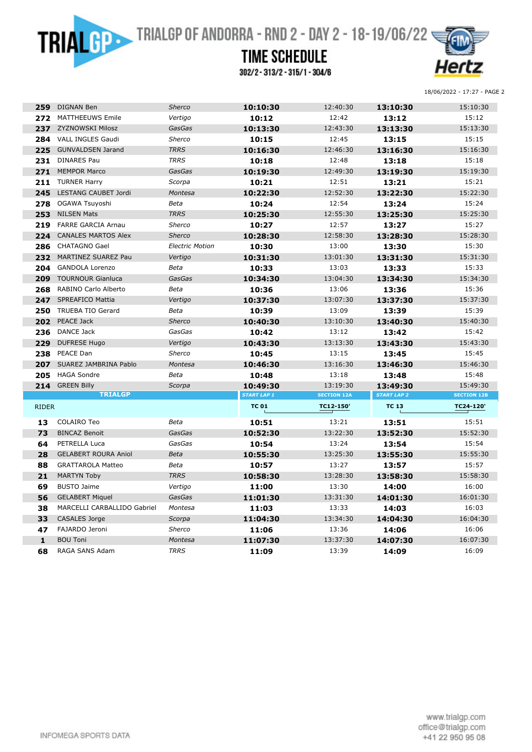# TRIALGP OF ANDORRA - RND 2 - DAY 2 - 18-19/06/22

## TIME SCHEDULE

302/2 - 313/2 - 315/1 - 304/6

18/06/2022 - 17:27

| | | | | | | |
|---|---|---|---|---|---|---|
| **259** | DIGNAN Ben | *Sherco* | **10:10:30** | 12:40:30 | **13:10:30** | 15:10:30 |
| **272** | MATTHEEUWS Emile | *Vertigo* | **10:12** | 12:42 | **13:12** | 15:12 |
| **237** | ZYZNOWSKI Milosz | *GasGas* | **10:13:30** | 12:43:30 | **13:13:30** | 15:13:30 |
| **284** | VALL INGLES Gaudi | *Sherco* | **10:15** | 12:45 | **13:15** | 15:15 |
| **225** | GUNVALDSEN Jarand | *TRRS* | **10:16:30** | 12:46:30 | **13:16:30** | 15:16:30 |
| **231** | DINARES Pau | *TRRS* | **10:18** | 12:48 | **13:18** | 15:18 |
| **271** | MEMPOR Marco | *GasGas* | **10:19:30** | 12:49:30 | **13:19:30** | 15:19:30 |
| **211** | TURNER Harry | *Scorpa* | **10:21** | 12:51 | **13:21** | 15:21 |
| **245** | LESTANG CAUBET Jordi | *Montesa* | **10:22:30** | 12:52:30 | **13:22:30** | 15:22:30 |
| **278** | OGAWA Tsuyoshi | *Beta* | **10:24** | 12:54 | **13:24** | 15:24 |
| **253** | NILSEN Mats | *TRRS* | **10:25:30** | 12:55:30 | **13:25:30** | 15:25:30 |
| **219** | FARRE GARCIA Arnau | *Sherco* | **10:27** | 12:57 | **13:27** | 15:27 |
| **224** | CANALES MARTOS Alex | *Sherco* | **10:28:30** | 12:58:30 | **13:28:30** | 15:28:30 |
| **286** | CHATAGNO Gael | *Electric Motion* | **10:30** | 13:00 | **13:30** | 15:30 |
| **232** | MARTINEZ SUAREZ Pau | *Vertigo* | **10:31:30** | 13:01:30 | **13:31:30** | 15:31:30 |
| **204** | GANDOLA Lorenzo | *Beta* | **10:33** | 13:03 | **13:33** | 15:33 |
| **209** | TOURNOUR Gianluca | *GasGas* | **10:34:30** | 13:04:30 | **13:34:30** | 15:34:30 |
| **268** | RABINO Carlo Alberto | *Beta* | **10:36** | 13:06 | **13:36** | 15:36 |
| **247** | SPREAFICO Mattia | *Vertigo* | **10:37:30** | 13:07:30 | **13:37:30** | 15:37:30 |
| **250** | TRUEBA TIO Gerard | *Beta* | **10:39** | 13:09 | **13:39** | 15:39 |
| **202** | PEACE Jack | *Sherco* | **10:40:30** | 13:10:30 | **13:40:30** | 15:40:30 |
| **236** | DANCE Jack | *GasGas* | **10:42** | 13:12 | **13:42** | 15:42 |
| **229** | DUFRESE Hugo | *Vertigo* | **10:43:30** | 13:13:30 | **13:43:30** | 15:43:30 |
| **238** | PEACE Dan | *Sherco* | **10:45** | 13:15 | **13:45** | 15:45 |
| **207** | SUAREZ JAMBRINA Pablo | *Montesa* | **10:46:30** | 13:16:30 | **13:46:30** | 15:46:30 |
| **205** | HAGA Sondre | *Beta* | **10:48** | 13:18 | **13:48** | 15:48 |
| **214** | GREEN Billy | *Scorpa* | **10:49:30** | 13:19:30 | **13:49:30** | 15:49:30 |

| TRIALGP | | | START LAP 1 | SECTION 12A | START LAP 2 | SECTION 12B |
|---|---|---|---|---|---|---|
| RIDER | | | TC 01 | TC12-150' | TC 13 | TC24-120' |
| **13** | COLAIRO Teo | *Beta* | **10:51** | 13:21 | **13:51** | 15:51 |
| **73** | BINCAZ Benoit | *GasGas* | **10:52:30** | 13:22:30 | **13:52:30** | 15:52:30 |
| **64** | PETRELLA Luca | *GasGas* | **10:54** | 13:24 | **13:54** | 15:54 |
| **28** | GELABERT ROURA Aniol | *Beta* | **10:55:30** | 13:25:30 | **13:55:30** | 15:55:30 |
| **88** | GRATTAROLA Matteo | *Beta* | **10:57** | 13:27 | **13:57** | 15:57 |
| **21** | MARTYN Toby | *TRRS* | **10:58:30** | 13:28:30 | **13:58:30** | 15:58:30 |
| **69** | BUSTO Jaime | *Vertigo* | **11:00** | 13:30 | **14:00** | 16:00 |
| **56** | GELABERT Miquel | *GasGas* | **11:01:30** | 13:31:30 | **14:01:30** | 16:01:30 |
| **38** | MARCELLI CARBALLIDO Gabriel | *Montesa* | **11:03** | 13:33 | **14:03** | 16:03 |
| **33** | CASALES Jorge | *Scorpa* | **11:04:30** | 13:34:30 | **14:04:30** | 16:04:30 |
| **47** | FAJARDO Jeroni | *Sherco* | **11:06** | 13:36 | **14:06** | 16:06 |
| **1** | BOU Toni | *Montesa* | **11:07:30** | 13:37:30 | **14:07:30** | 16:07:30 |
| **68** | RAGA SANS Adam | *TRRS* | **11:09** | 13:39 | **14:09** | 16:09 |

INFOMEGA SPORTS DATA

www.trialgp.com
office@trialgp.com
+41 22 950 95 08